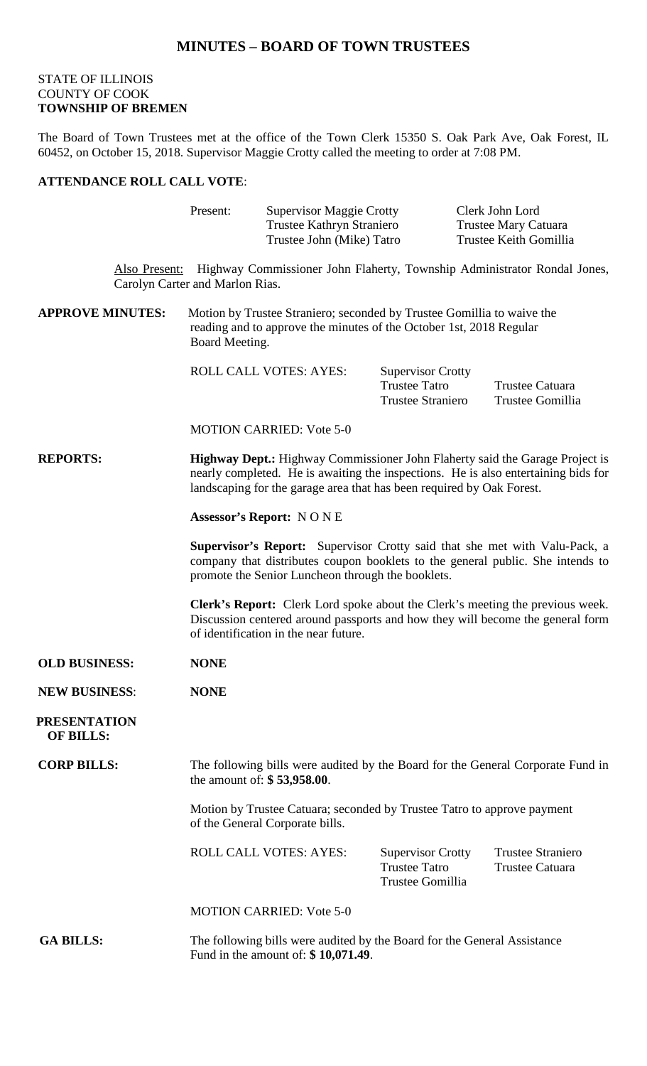# MINUTES – BOARD OF TOWN TRUSTEES

STATE OF ILLINOIS
COUNTY OF COOK
**TOWNSHIP OF BREMEN**

The Board of Town Trustees met at the office of the Town Clerk 15350 S. Oak Park Ave, Oak Forest, IL 60452, on October 15, 2018. Supervisor Maggie Crotty called the meeting to order at 7:08 PM.

**ATTENDANCE ROLL CALL VOTE**:

Present: Supervisor Maggie Crotty, Trustee Kathryn Straniero, Trustee John (Mike) Tatro, Clerk John Lord, Trustee Mary Catuara, Trustee Keith Gomillia

Also Present: Highway Commissioner John Flaherty, Township Administrator Rondal Jones, Carolyn Carter and Marlon Rias.

**APPROVE MINUTES:** Motion by Trustee Straniero; seconded by Trustee Gomillia to waive the reading and to approve the minutes of the October 1st, 2018 Regular Board Meeting.

ROLL CALL VOTES: AYES: Supervisor Crotty, Trustee Tatro, Trustee Straniero, Trustee Catuara, Trustee Gomillia

MOTION CARRIED: Vote 5-0

**REPORTS:**

**Highway Dept.:** Highway Commissioner John Flaherty said the Garage Project is nearly completed. He is awaiting the inspections. He is also entertaining bids for landscaping for the garage area that has been required by Oak Forest.

**Assessor's Report:** N O N E

**Supervisor's Report:** Supervisor Crotty said that she met with Valu-Pack, a company that distributes coupon booklets to the general public. She intends to promote the Senior Luncheon through the booklets.

**Clerk's Report:** Clerk Lord spoke about the Clerk's meeting the previous week. Discussion centered around passports and how they will become the general form of identification in the near future.

**OLD BUSINESS:** **NONE**

**NEW BUSINESS**: **NONE**

**PRESENTATION OF BILLS:**

**CORP BILLS:** The following bills were audited by the Board for the General Corporate Fund in the amount of: **$ 53,958.00**.

Motion by Trustee Catuara; seconded by Trustee Tatro to approve payment of the General Corporate bills.

ROLL CALL VOTES: AYES: Supervisor Crotty, Trustee Tatro, Trustee Gomillia, Trustee Straniero, Trustee Catuara

MOTION CARRIED: Vote 5-0

**GA BILLS:** The following bills were audited by the Board for the General Assistance Fund in the amount of: **$ 10,071.49**.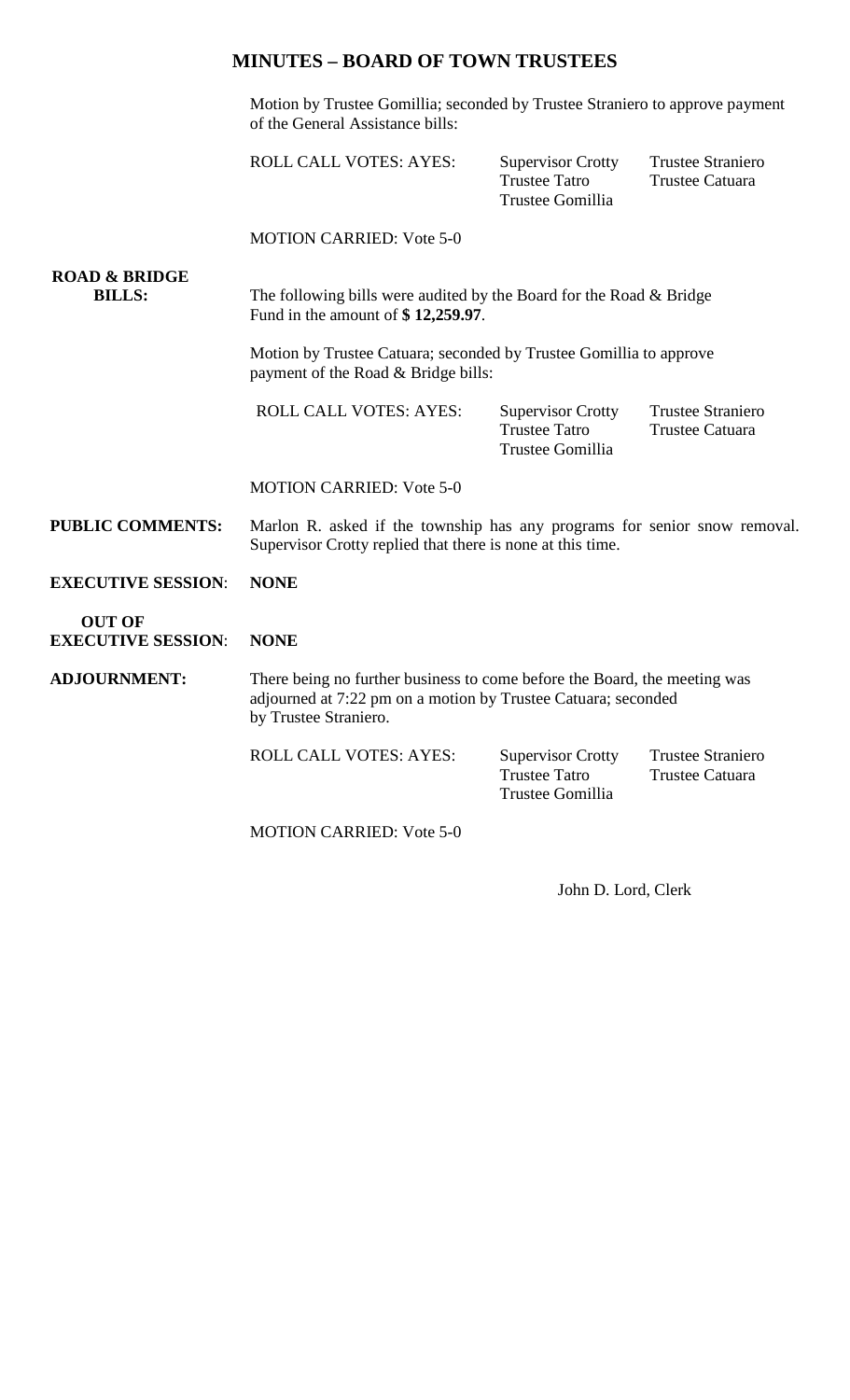# MINUTES – BOARD OF TOWN TRUSTEES

Motion by Trustee Gomillia; seconded by Trustee Straniero to approve payment of the General Assistance bills:

| | | |
|---|---|---|
| ROLL CALL VOTES: AYES: | Supervisor Crotty<br>Trustee Tatro<br>Trustee Gomillia | Trustee Straniero<br>Trustee Catuara |

MOTION CARRIED: Vote 5-0

**ROAD & BRIDGE BILLS:** The following bills were audited by the Board for the Road & Bridge Fund in the amount of **$ 12,259.97**.

Motion by Trustee Catuara; seconded by Trustee Gomillia to approve payment of the Road & Bridge bills:

| | | |
|---|---|---|
| ROLL CALL VOTES: AYES: | Supervisor Crotty<br>Trustee Tatro<br>Trustee Gomillia | Trustee Straniero<br>Trustee Catuara |

MOTION CARRIED: Vote 5-0

**PUBLIC COMMENTS:** Marlon R. asked if the township has any programs for senior snow removal. Supervisor Crotty replied that there is none at this time.

**EXECUTIVE SESSION**: **NONE**

**OUT OF EXECUTIVE SESSION**: **NONE**

**ADJOURNMENT:** There being no further business to come before the Board, the meeting was adjourned at 7:22 pm on a motion by Trustee Catuara; seconded by Trustee Straniero.

| | | |
|---|---|---|
| ROLL CALL VOTES: AYES: | Supervisor Crotty<br>Trustee Tatro<br>Trustee Gomillia | Trustee Straniero<br>Trustee Catuara |

MOTION CARRIED: Vote 5-0

John D. Lord, Clerk